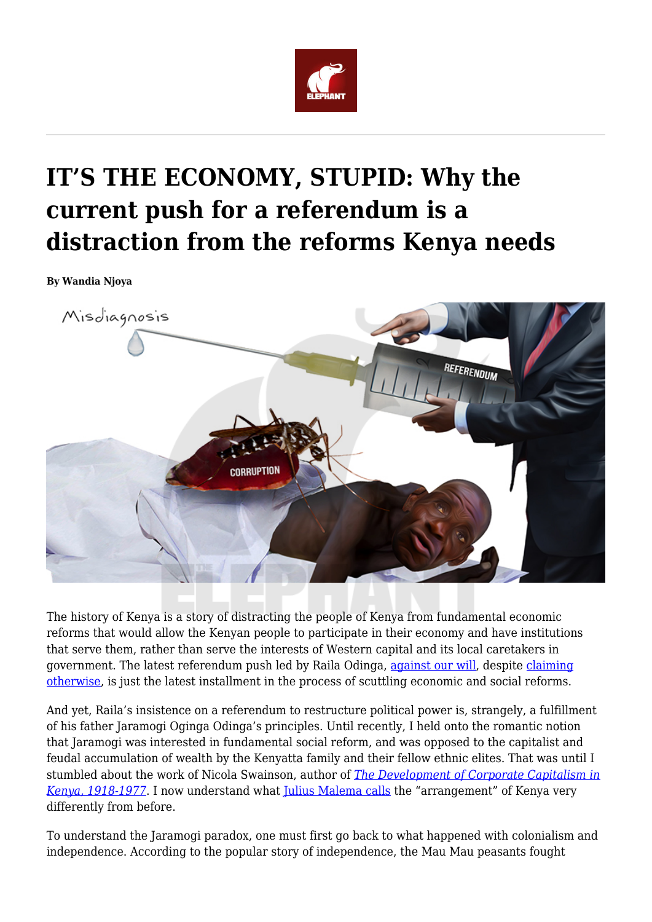# IT'S THE ECONOMY, STUPID: Why the current push for a referendum is a distraction from the reforms Kenya needs

**By Wandia Njoya**

The history of Kenya is a story of distracting the people of Kenya from fundamental economic reforms that would allow the Kenyan people to participate in their economy and have institutions that serve them, rather than serve the interests of Western capital and its local caretakers in government. The latest referendum push led by Raila Odinga, against our will, despite claiming otherwise, is just the latest installment in the process of scuttling economic and social reforms.

And yet, Raila's insistence on a referendum to restructure political power is, strangely, a fulfillment of his father Jaramogi Oginga Odinga's principles. Until recently, I held onto the romantic notion that Jaramogi was interested in fundamental social reform, and was opposed to the capitalist and feudal accumulation of wealth by the Kenyatta family and their fellow ethnic elites. That was until I stumbled about the work of Nicola Swainson, author of *The Development of Corporate Capitalism in Kenya, 1918-1977*. I now understand what Julius Malema calls the "arrangement" of Kenya very differently from before.

To understand the Jaramogi paradox, one must first go back to what happened with colonialism and independence. According to the popular story of independence, the Mau Mau peasants fought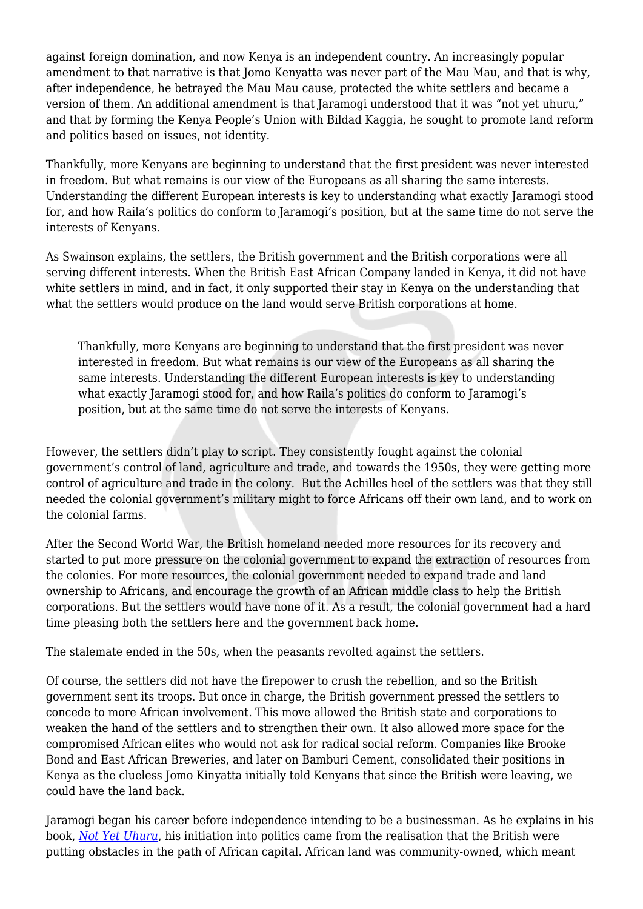against foreign domination, and now Kenya is an independent country. An increasingly popular amendment to that narrative is that Jomo Kenyatta was never part of the Mau Mau, and that is why, after independence, he betrayed the Mau Mau cause, protected the white settlers and became a version of them. An additional amendment is that Jaramogi understood that it was "not yet uhuru," and that by forming the Kenya People's Union with Bildad Kaggia, he sought to promote land reform and politics based on issues, not identity.

Thankfully, more Kenyans are beginning to understand that the first president was never interested in freedom. But what remains is our view of the Europeans as all sharing the same interests. Understanding the different European interests is key to understanding what exactly Jaramogi stood for, and how Raila's politics do conform to Jaramogi's position, but at the same time do not serve the interests of Kenyans.

As Swainson explains, the settlers, the British government and the British corporations were all serving different interests. When the British East African Company landed in Kenya, it did not have white settlers in mind, and in fact, it only supported their stay in Kenya on the understanding that what the settlers would produce on the land would serve British corporations at home.

> Thankfully, more Kenyans are beginning to understand that the first president was never interested in freedom. But what remains is our view of the Europeans as all sharing the same interests. Understanding the different European interests is key to understanding what exactly Jaramogi stood for, and how Raila's politics do conform to Jaramogi's position, but at the same time do not serve the interests of Kenyans.

However, the settlers didn't play to script. They consistently fought against the colonial government's control of land, agriculture and trade, and towards the 1950s, they were getting more control of agriculture and trade in the colony. But the Achilles heel of the settlers was that they still needed the colonial government's military might to force Africans off their own land, and to work on the colonial farms.

After the Second World War, the British homeland needed more resources for its recovery and started to put more pressure on the colonial government to expand the extraction of resources from the colonies. For more resources, the colonial government needed to expand trade and land ownership to Africans, and encourage the growth of an African middle class to help the British corporations. But the settlers would have none of it. As a result, the colonial government had a hard time pleasing both the settlers here and the government back home.

The stalemate ended in the 50s, when the peasants revolted against the settlers.

Of course, the settlers did not have the firepower to crush the rebellion, and so the British government sent its troops. But once in charge, the British government pressed the settlers to concede to more African involvement. This move allowed the British state and corporations to weaken the hand of the settlers and to strengthen their own. It also allowed more space for the compromised African elites who would not ask for radical social reform. Companies like Brooke Bond and East African Breweries, and later on Bamburi Cement, consolidated their positions in Kenya as the clueless Jomo Kinyatta initially told Kenyans that since the British were leaving, we could have the land back.

Jaramogi began his career before independence intending to be a businessman. As he explains in his book, *Not Yet Uhuru*, his initiation into politics came from the realisation that the British were putting obstacles in the path of African capital. African land was community-owned, which meant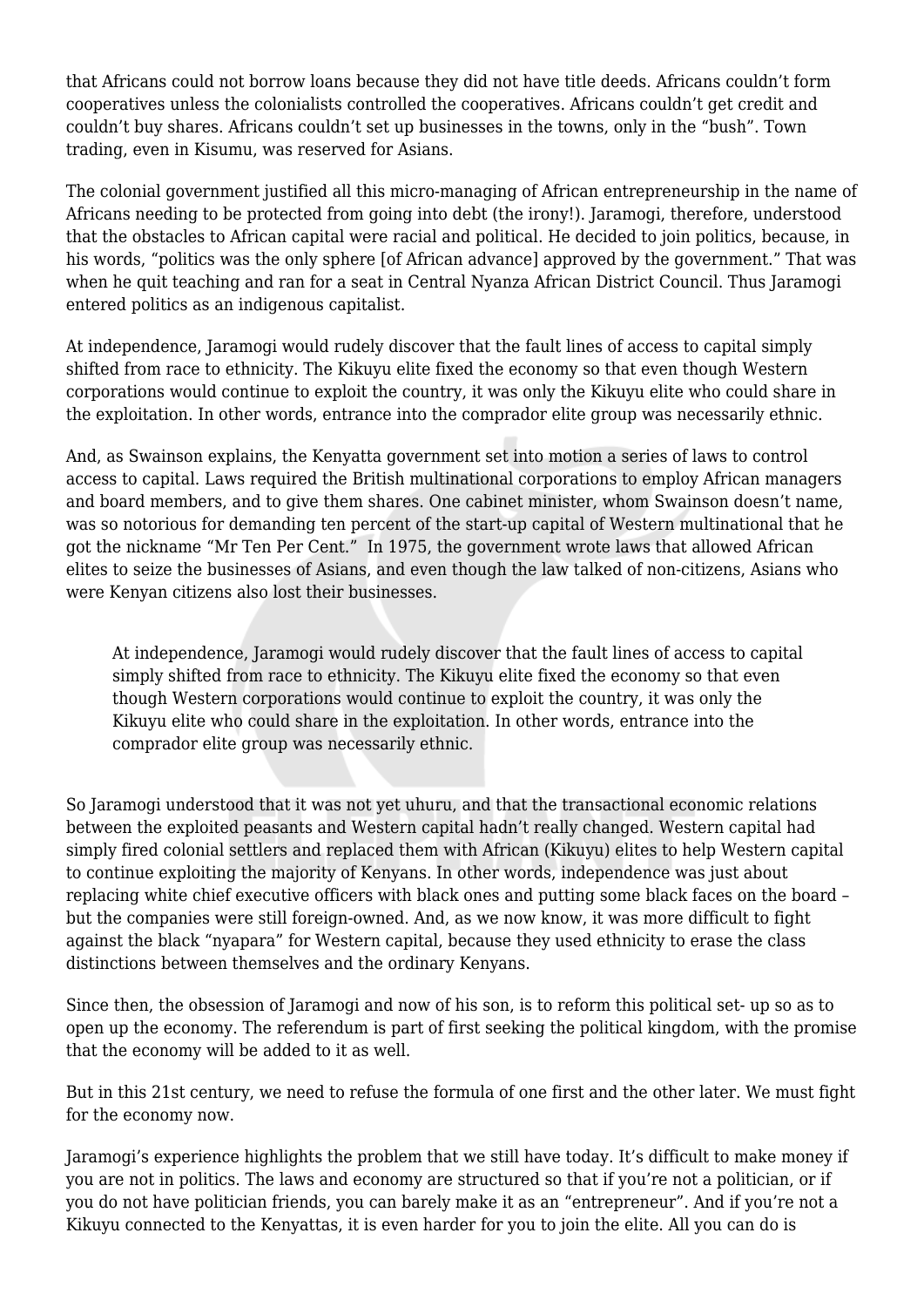that Africans could not borrow loans because they did not have title deeds. Africans couldn't form cooperatives unless the colonialists controlled the cooperatives. Africans couldn't get credit and couldn't buy shares. Africans couldn't set up businesses in the towns, only in the "bush". Town trading, even in Kisumu, was reserved for Asians.

The colonial government justified all this micro-managing of African entrepreneurship in the name of Africans needing to be protected from going into debt (the irony!). Jaramogi, therefore, understood that the obstacles to African capital were racial and political. He decided to join politics, because, in his words, "politics was the only sphere [of African advance] approved by the government." That was when he quit teaching and ran for a seat in Central Nyanza African District Council. Thus Jaramogi entered politics as an indigenous capitalist.

At independence, Jaramogi would rudely discover that the fault lines of access to capital simply shifted from race to ethnicity. The Kikuyu elite fixed the economy so that even though Western corporations would continue to exploit the country, it was only the Kikuyu elite who could share in the exploitation. In other words, entrance into the comprador elite group was necessarily ethnic.

And, as Swainson explains, the Kenyatta government set into motion a series of laws to control access to capital. Laws required the British multinational corporations to employ African managers and board members, and to give them shares. One cabinet minister, whom Swainson doesn't name, was so notorious for demanding ten percent of the start-up capital of Western multinational that he got the nickname "Mr Ten Per Cent." In 1975, the government wrote laws that allowed African elites to seize the businesses of Asians, and even though the law talked of non-citizens, Asians who were Kenyan citizens also lost their businesses.

> At independence, Jaramogi would rudely discover that the fault lines of access to capital simply shifted from race to ethnicity. The Kikuyu elite fixed the economy so that even though Western corporations would continue to exploit the country, it was only the Kikuyu elite who could share in the exploitation. In other words, entrance into the comprador elite group was necessarily ethnic.

So Jaramogi understood that it was not yet uhuru, and that the transactional economic relations between the exploited peasants and Western capital hadn't really changed. Western capital had simply fired colonial settlers and replaced them with African (Kikuyu) elites to help Western capital to continue exploiting the majority of Kenyans. In other words, independence was just about replacing white chief executive officers with black ones and putting some black faces on the board – but the companies were still foreign-owned. And, as we now know, it was more difficult to fight against the black "nyapara" for Western capital, because they used ethnicity to erase the class distinctions between themselves and the ordinary Kenyans.

Since then, the obsession of Jaramogi and now of his son, is to reform this political set- up so as to open up the economy. The referendum is part of first seeking the political kingdom, with the promise that the economy will be added to it as well.

But in this 21st century, we need to refuse the formula of one first and the other later. We must fight for the economy now.

Jaramogi's experience highlights the problem that we still have today. It's difficult to make money if you are not in politics. The laws and economy are structured so that if you're not a politician, or if you do not have politician friends, you can barely make it as an "entrepreneur". And if you're not a Kikuyu connected to the Kenyattas, it is even harder for you to join the elite. All you can do is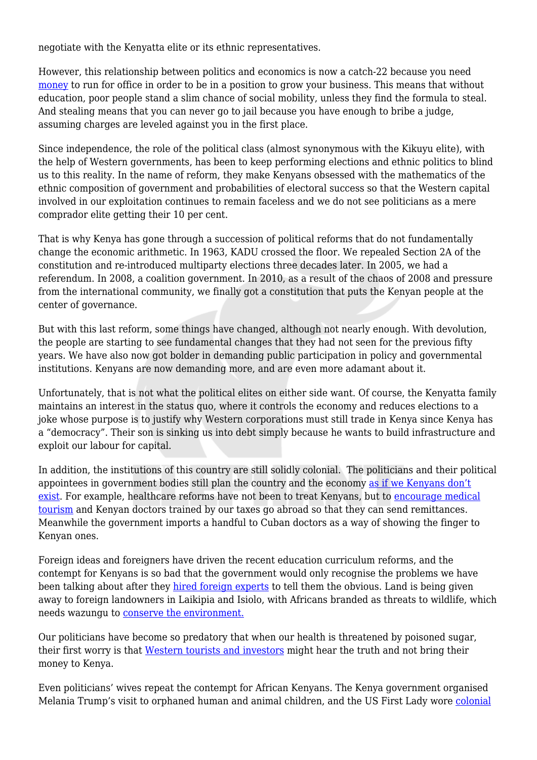negotiate with the Kenyatta elite or its ethnic representatives.

However, this relationship between politics and economics is now a catch-22 because you need money to run for office in order to be in a position to grow your business. This means that without education, poor people stand a slim chance of social mobility, unless they find the formula to steal. And stealing means that you can never go to jail because you have enough to bribe a judge, assuming charges are leveled against you in the first place.

Since independence, the role of the political class (almost synonymous with the Kikuyu elite), with the help of Western governments, has been to keep performing elections and ethnic politics to blind us to this reality. In the name of reform, they make Kenyans obsessed with the mathematics of the ethnic composition of government and probabilities of electoral success so that the Western capital involved in our exploitation continues to remain faceless and we do not see politicians as a mere comprador elite getting their 10 per cent.

That is why Kenya has gone through a succession of political reforms that do not fundamentally change the economic arithmetic. In 1963, KADU crossed the floor. We repealed Section 2A of the constitution and re-introduced multiparty elections three decades later. In 2005, we had a referendum. In 2008, a coalition government. In 2010, as a result of the chaos of 2008 and pressure from the international community, we finally got a constitution that puts the Kenyan people at the center of governance.

But with this last reform, some things have changed, although not nearly enough. With devolution, the people are starting to see fundamental changes that they had not seen for the previous fifty years. We have also now got bolder in demanding public participation in policy and governmental institutions. Kenyans are now demanding more, and are even more adamant about it.

Unfortunately, that is not what the political elites on either side want. Of course, the Kenyatta family maintains an interest in the status quo, where it controls the economy and reduces elections to a joke whose purpose is to justify why Western corporations must still trade in Kenya since Kenya has a "democracy". Their son is sinking us into debt simply because he wants to build infrastructure and exploit our labour for capital.

In addition, the institutions of this country are still solidly colonial. The politicians and their political appointees in government bodies still plan the country and the economy as if we Kenyans don't exist. For example, healthcare reforms have not been to treat Kenyans, but to encourage medical tourism and Kenyan doctors trained by our taxes go abroad so that they can send remittances. Meanwhile the government imports a handful to Cuban doctors as a way of showing the finger to Kenyan ones.

Foreign ideas and foreigners have driven the recent education curriculum reforms, and the contempt for Kenyans is so bad that the government would only recognise the problems we have been talking about after they hired foreign experts to tell them the obvious. Land is being given away to foreign landowners in Laikipia and Isiolo, with Africans branded as threats to wildlife, which needs wazungu to conserve the environment.

Our politicians have become so predatory that when our health is threatened by poisoned sugar, their first worry is that Western tourists and investors might hear the truth and not bring their money to Kenya.

Even politicians' wives repeat the contempt for African Kenyans. The Kenya government organised Melania Trump's visit to orphaned human and animal children, and the US First Lady wore colonial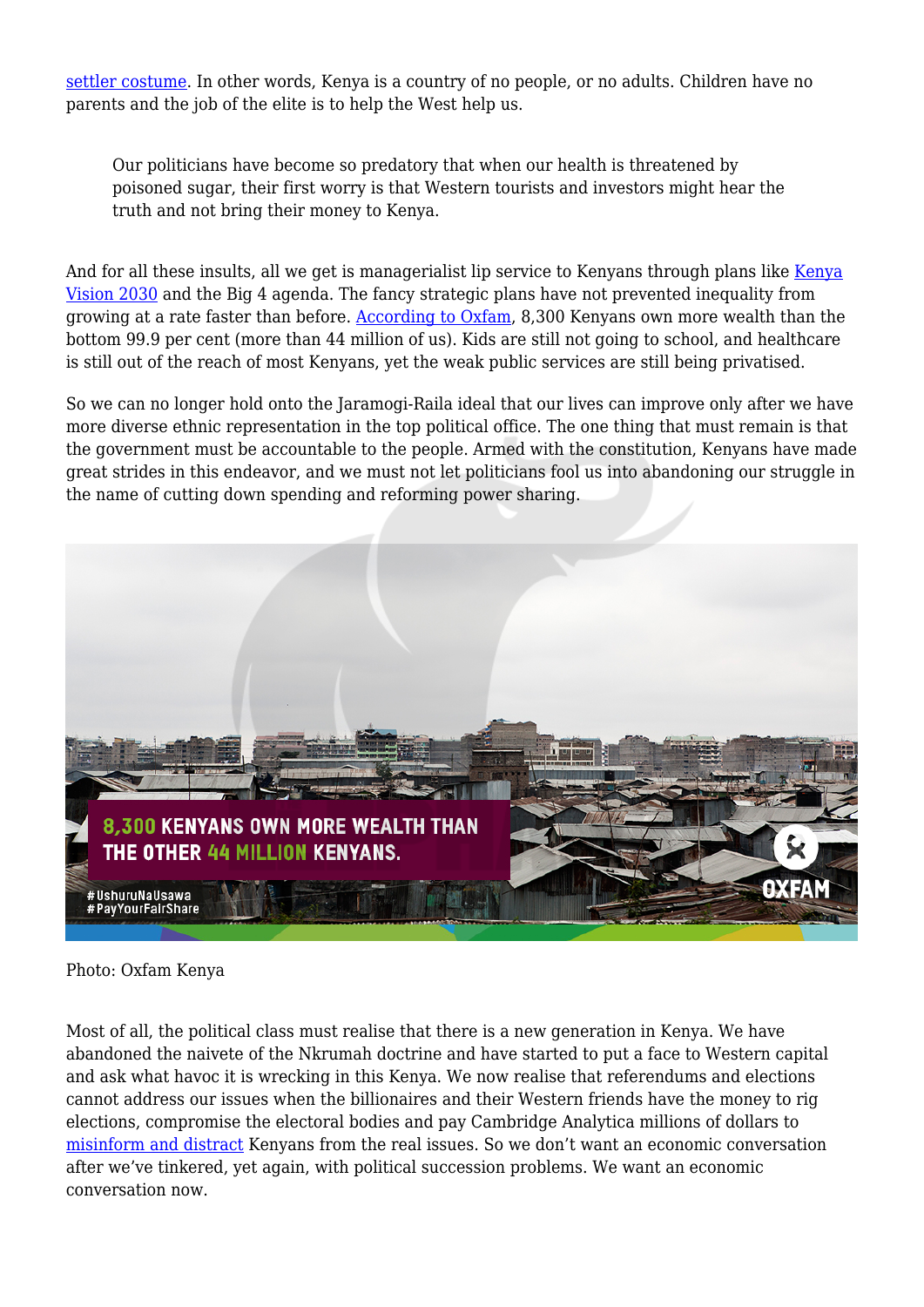settler costume. In other words, Kenya is a country of no people, or no adults. Children have no parents and the job of the elite is to help the West help us.

> Our politicians have become so predatory that when our health is threatened by poisoned sugar, their first worry is that Western tourists and investors might hear the truth and not bring their money to Kenya.

And for all these insults, all we get is managerialist lip service to Kenyans through plans like Kenya Vision 2030 and the Big 4 agenda. The fancy strategic plans have not prevented inequality from growing at a rate faster than before. According to Oxfam, 8,300 Kenyans own more wealth than the bottom 99.9 per cent (more than 44 million of us). Kids are still not going to school, and healthcare is still out of the reach of most Kenyans, yet the weak public services are still being privatised.

So we can no longer hold onto the Jaramogi-Raila ideal that our lives can improve only after we have more diverse ethnic representation in the top political office. The one thing that must remain is that the government must be accountable to the people. Armed with the constitution, Kenyans have made great strides in this endeavor, and we must not let politicians fool us into abandoning our struggle in the name of cutting down spending and reforming power sharing.

Photo: Oxfam Kenya

Most of all, the political class must realise that there is a new generation in Kenya. We have abandoned the naivete of the Nkrumah doctrine and have started to put a face to Western capital and ask what havoc it is wrecking in this Kenya. We now realise that referendums and elections cannot address our issues when the billionaires and their Western friends have the money to rig elections, compromise the electoral bodies and pay Cambridge Analytica millions of dollars to misinform and distract Kenyans from the real issues. So we don't want an economic conversation after we've tinkered, yet again, with political succession problems. We want an economic conversation now.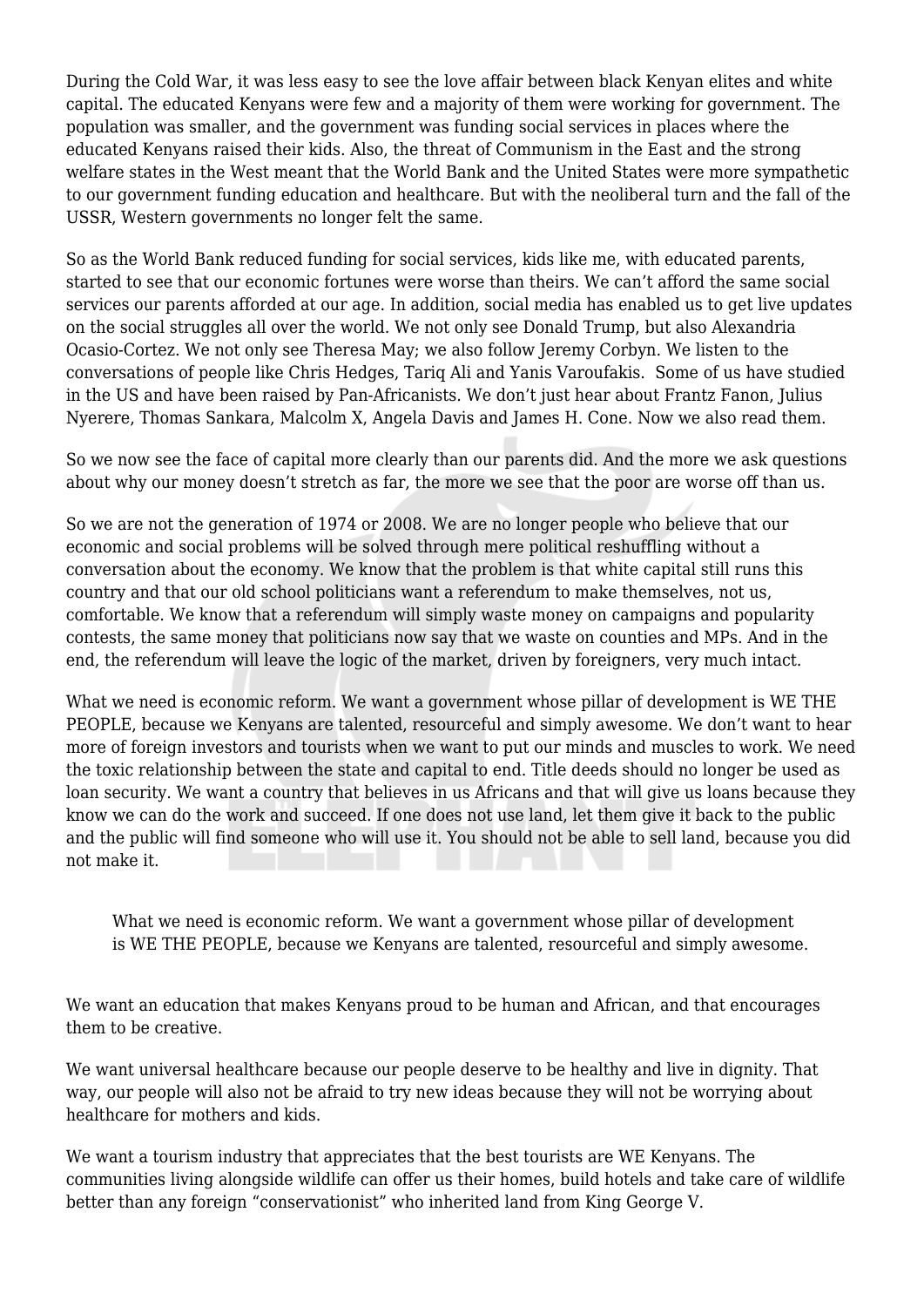During the Cold War, it was less easy to see the love affair between black Kenyan elites and white capital. The educated Kenyans were few and a majority of them were working for government. The population was smaller, and the government was funding social services in places where the educated Kenyans raised their kids. Also, the threat of Communism in the East and the strong welfare states in the West meant that the World Bank and the United States were more sympathetic to our government funding education and healthcare. But with the neoliberal turn and the fall of the USSR, Western governments no longer felt the same.

So as the World Bank reduced funding for social services, kids like me, with educated parents, started to see that our economic fortunes were worse than theirs. We can't afford the same social services our parents afforded at our age. In addition, social media has enabled us to get live updates on the social struggles all over the world. We not only see Donald Trump, but also Alexandria Ocasio-Cortez. We not only see Theresa May; we also follow Jeremy Corbyn. We listen to the conversations of people like Chris Hedges, Tariq Ali and Yanis Varoufakis. Some of us have studied in the US and have been raised by Pan-Africanists. We don't just hear about Frantz Fanon, Julius Nyerere, Thomas Sankara, Malcolm X, Angela Davis and James H. Cone. Now we also read them.

So we now see the face of capital more clearly than our parents did. And the more we ask questions about why our money doesn't stretch as far, the more we see that the poor are worse off than us.

So we are not the generation of 1974 or 2008. We are no longer people who believe that our economic and social problems will be solved through mere political reshuffling without a conversation about the economy. We know that the problem is that white capital still runs this country and that our old school politicians want a referendum to make themselves, not us, comfortable. We know that a referendum will simply waste money on campaigns and popularity contests, the same money that politicians now say that we waste on counties and MPs. And in the end, the referendum will leave the logic of the market, driven by foreigners, very much intact.

What we need is economic reform. We want a government whose pillar of development is WE THE PEOPLE, because we Kenyans are talented, resourceful and simply awesome. We don't want to hear more of foreign investors and tourists when we want to put our minds and muscles to work. We need the toxic relationship between the state and capital to end. Title deeds should no longer be used as loan security. We want a country that believes in us Africans and that will give us loans because they know we can do the work and succeed. If one does not use land, let them give it back to the public and the public will find someone who will use it. You should not be able to sell land, because you did not make it.

> What we need is economic reform. We want a government whose pillar of development is WE THE PEOPLE, because we Kenyans are talented, resourceful and simply awesome.

We want an education that makes Kenyans proud to be human and African, and that encourages them to be creative.

We want universal healthcare because our people deserve to be healthy and live in dignity. That way, our people will also not be afraid to try new ideas because they will not be worrying about healthcare for mothers and kids.

We want a tourism industry that appreciates that the best tourists are WE Kenyans. The communities living alongside wildlife can offer us their homes, build hotels and take care of wildlife better than any foreign "conservationist" who inherited land from King George V.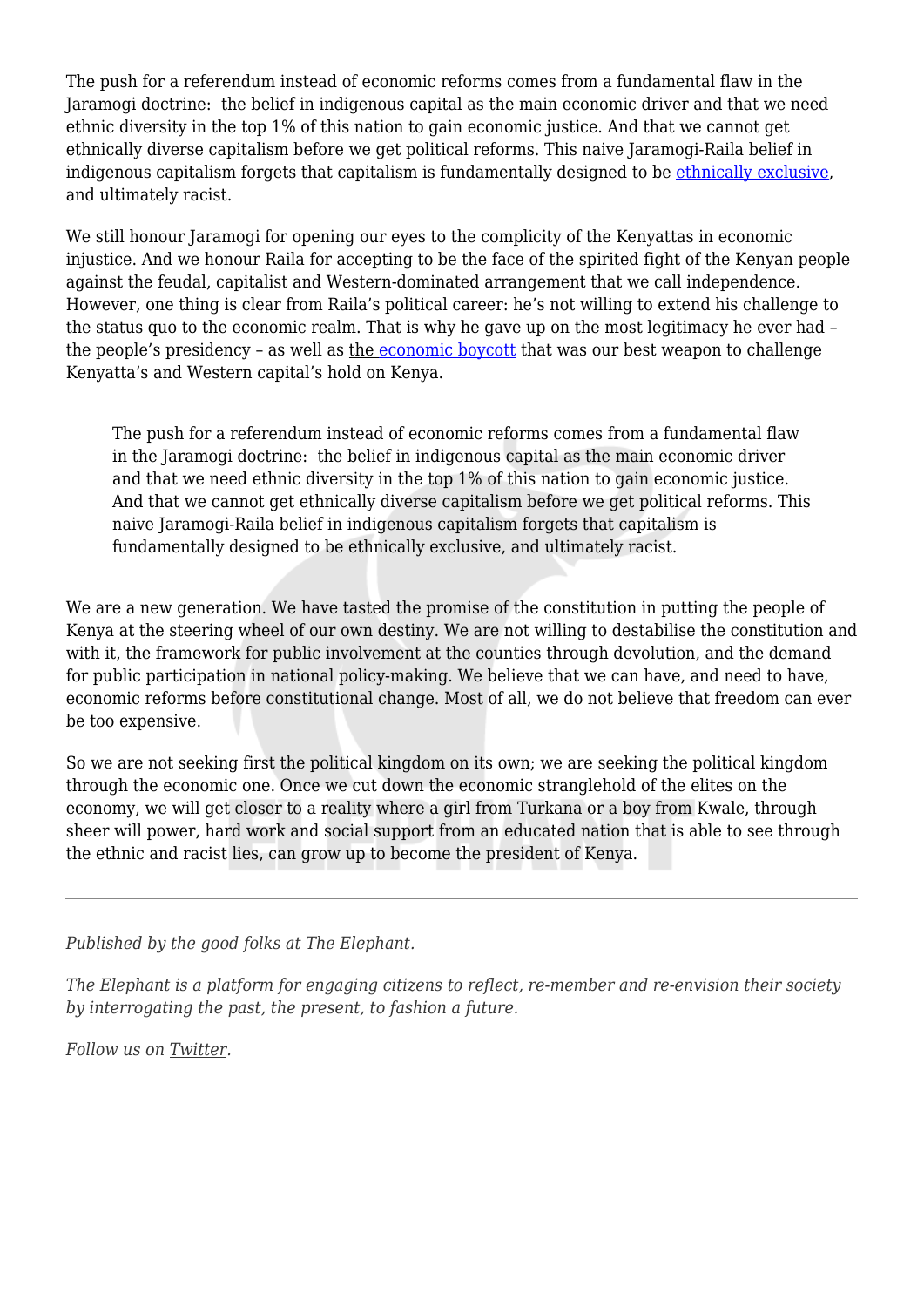The push for a referendum instead of economic reforms comes from a fundamental flaw in the Jaramogi doctrine:  the belief in indigenous capital as the main economic driver and that we need ethnic diversity in the top 1% of this nation to gain economic justice. And that we cannot get ethnically diverse capitalism before we get political reforms. This naive Jaramogi-Raila belief in indigenous capitalism forgets that capitalism is fundamentally designed to be ethnically exclusive, and ultimately racist.

We still honour Jaramogi for opening our eyes to the complicity of the Kenyattas in economic injustice. And we honour Raila for accepting to be the face of the spirited fight of the Kenyan people against the feudal, capitalist and Western-dominated arrangement that we call independence. However, one thing is clear from Raila's political career: he's not willing to extend his challenge to the status quo to the economic realm. That is why he gave up on the most legitimacy he ever had – the people's presidency – as well as the economic boycott that was our best weapon to challenge Kenyatta's and Western capital's hold on Kenya.

> The push for a referendum instead of economic reforms comes from a fundamental flaw in the Jaramogi doctrine:  the belief in indigenous capital as the main economic driver and that we need ethnic diversity in the top 1% of this nation to gain economic justice. And that we cannot get ethnically diverse capitalism before we get political reforms. This naive Jaramogi-Raila belief in indigenous capitalism forgets that capitalism is fundamentally designed to be ethnically exclusive, and ultimately racist.

We are a new generation. We have tasted the promise of the constitution in putting the people of Kenya at the steering wheel of our own destiny. We are not willing to destabilise the constitution and with it, the framework for public involvement at the counties through devolution, and the demand for public participation in national policy-making. We believe that we can have, and need to have, economic reforms before constitutional change. Most of all, we do not believe that freedom can ever be too expensive.

So we are not seeking first the political kingdom on its own; we are seeking the political kingdom through the economic one. Once we cut down the economic stranglehold of the elites on the economy, we will get closer to a reality where a girl from Turkana or a boy from Kwale, through sheer will power, hard work and social support from an educated nation that is able to see through the ethnic and racist lies, can grow up to become the president of Kenya.

---

*Published by the good folks at The Elephant.*

*The Elephant is a platform for engaging citizens to reflect, re-member and re-envision their society by interrogating the past, the present, to fashion a future.*

*Follow us on Twitter.*